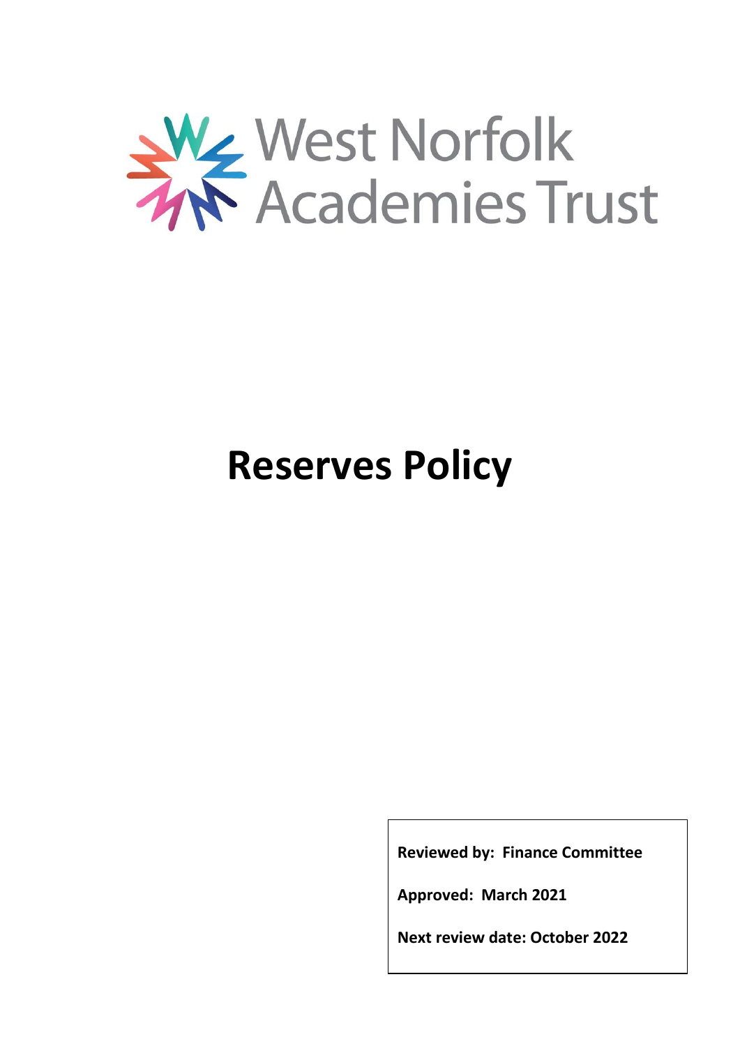West Norfolk Academies Trust

# Reserves Policy

**Reviewed by: Finance Committee**

**Approved: March 2021**

**Next review date: October 2022**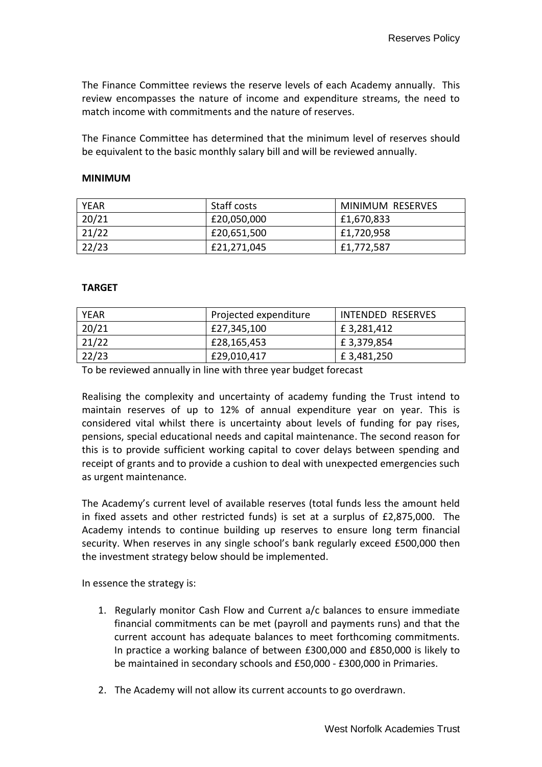The Finance Committee reviews the reserve levels of each Academy annually. This review encompasses the nature of income and expenditure streams, the need to match income with commitments and the nature of reserves.

The Finance Committee has determined that the minimum level of reserves should be equivalent to the basic monthly salary bill and will be reviewed annually.

**MINIMUM**

| YEAR | Staff costs | MINIMUM RESERVES |
|---|---|---|
| 20/21 | £20,050,000 | £1,670,833 |
| 21/22 | £20,651,500 | £1,720,958 |
| 22/23 | £21,271,045 | £1,772,587 |

**TARGET**

| YEAR | Projected expenditure | INTENDED RESERVES |
|---|---|---|
| 20/21 | £27,345,100 | £ 3,281,412 |
| 21/22 | £28,165,453 | £ 3,379,854 |
| 22/23 | £29,010,417 | £ 3,481,250 |

To be reviewed annually in line with three year budget forecast

Realising the complexity and uncertainty of academy funding the Trust intend to maintain reserves of up to 12% of annual expenditure year on year. This is considered vital whilst there is uncertainty about levels of funding for pay rises, pensions, special educational needs and capital maintenance. The second reason for this is to provide sufficient working capital to cover delays between spending and receipt of grants and to provide a cushion to deal with unexpected emergencies such as urgent maintenance.

The Academy's current level of available reserves (total funds less the amount held in fixed assets and other restricted funds) is set at a surplus of £2,875,000. The Academy intends to continue building up reserves to ensure long term financial security. When reserves in any single school's bank regularly exceed £500,000 then the investment strategy below should be implemented.

In essence the strategy is:

1. Regularly monitor Cash Flow and Current a/c balances to ensure immediate financial commitments can be met (payroll and payments runs) and that the current account has adequate balances to meet forthcoming commitments. In practice a working balance of between £300,000 and £850,000 is likely to be maintained in secondary schools and £50,000 - £300,000 in Primaries.

2. The Academy will not allow its current accounts to go overdrawn.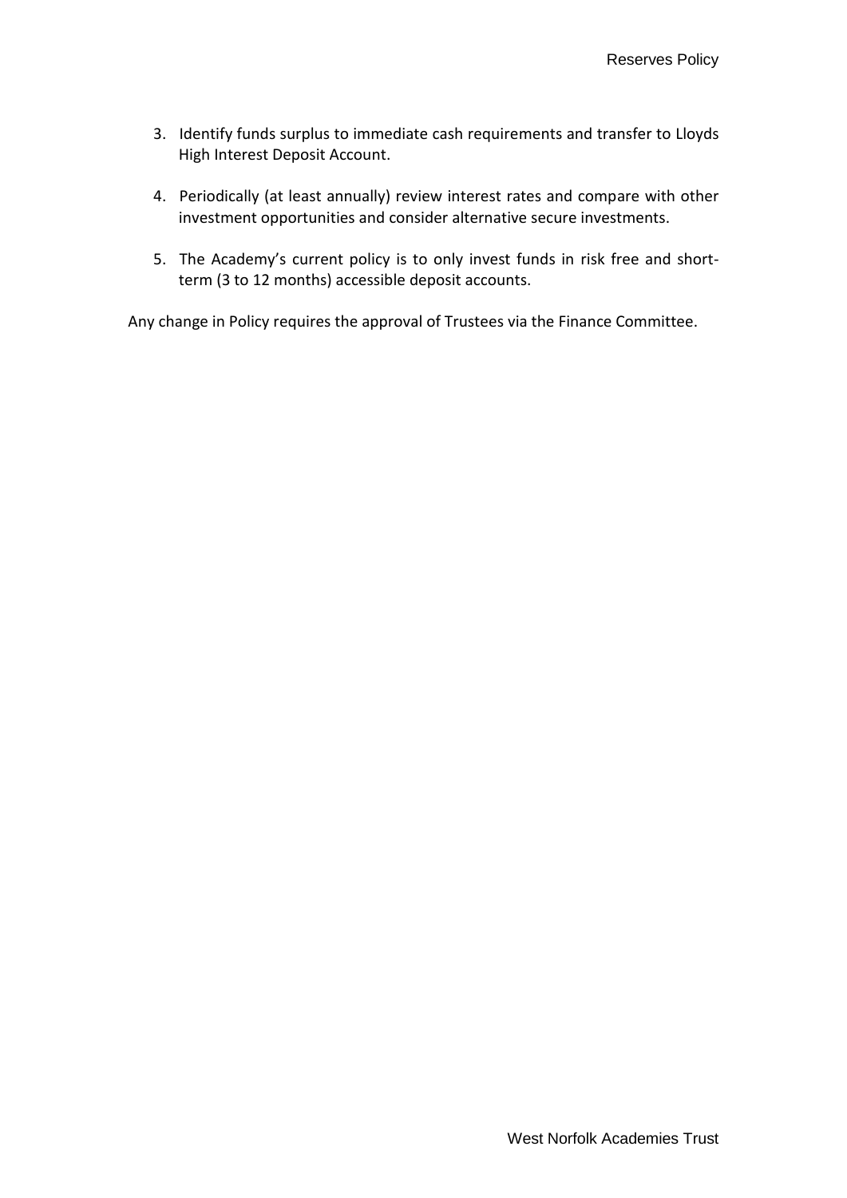3. Identify funds surplus to immediate cash requirements and transfer to Lloyds High Interest Deposit Account.

4. Periodically (at least annually) review interest rates and compare with other investment opportunities and consider alternative secure investments.

5. The Academy's current policy is to only invest funds in risk free and short-term (3 to 12 months) accessible deposit accounts.

Any change in Policy requires the approval of Trustees via the Finance Committee.